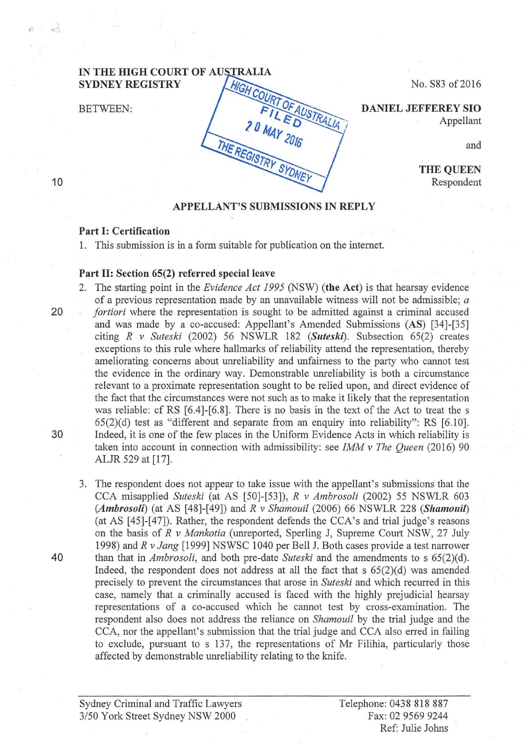IN THE HIGH COURT OF AUSTRALIA
SYDNEY REGISTRY

No. S83 of 2016

BETWEEN:

**DANIEL JEFFEREY SIO**
Appellant

and

**THE QUEEN**
Respondent

HIGH COURT OF AUSTRALIA
FILED
20 MAY 2016
THE REGISTRY SYDNEY

## APPELLANT'S SUBMISSIONS IN REPLY

### Part I: Certification

1. This submission is in a form suitable for publication on the internet.

### Part II: Section 65(2) referred special leave

2. The starting point in the *Evidence Act 1995* (NSW) (**the Act**) is that hearsay evidence of a previous representation made by an unavailable witness will not be admissible; *a fortiori* where the representation is sought to be admitted against a criminal accused and was made by a co-accused: Appellant's Amended Submissions (**AS**) [34]-[35] citing *R v Suteski* (2002) 56 NSWLR 182 (***Suteski***). Subsection 65(2) creates exceptions to this rule where hallmarks of reliability attend the representation, thereby ameliorating concerns about unreliability and unfairness to the party who cannot test the evidence in the ordinary way. Demonstrable unreliability is both a circumstance relevant to a proximate representation sought to be relied upon, and direct evidence of the fact that the circumstances were not such as to make it likely that the representation was reliable: cf RS [6.4]-[6.8]. There is no basis in the text of the Act to treat the s 65(2)(d) test as "different and separate from an enquiry into reliability": RS [6.10]. Indeed, it is one of the few places in the Uniform Evidence Acts in which reliability is taken into account in connection with admissibility: see *IMM v The Queen* (2016) 90 ALJR 529 at [17].

3. The respondent does not appear to take issue with the appellant's submissions that the CCA misapplied *Suteski* (at AS [50]-[53]), *R v Ambrosoli* (2002) 55 NSWLR 603 (***Ambrosoli***) (at AS [48]-[49]) and *R v Shamouil* (2006) 66 NSWLR 228 (***Shamouil***) (at AS [45]-[47]). Rather, the respondent defends the CCA's and trial judge's reasons on the basis of *R v Mankotia* (unreported, Sperling J, Supreme Court NSW, 27 July 1998) and *R v Jang* [1999] NSWSC 1040 per Bell J. Both cases provide a test narrower than that in *Ambrosoli*, and both pre-date *Suteski* and the amendments to s 65(2)(d). Indeed, the respondent does not address at all the fact that s 65(2)(d) was amended precisely to prevent the circumstances that arose in *Suteski* and which recurred in this case, namely that a criminally accused is faced with the highly prejudicial hearsay representations of a co-accused which he cannot test by cross-examination. The respondent also does not address the reliance on *Shamouil* by the trial judge and the CCA, nor the appellant's submission that the trial judge and CCA also erred in failing to exclude, pursuant to s 137, the representations of Mr Filihia, particularly those affected by demonstrable unreliability relating to the knife.

Sydney Criminal and Traffic Lawyers
3/50 York Street Sydney NSW 2000

Telephone: 0438 818 887
Fax: 02 9569 9244
Ref: Julie Johns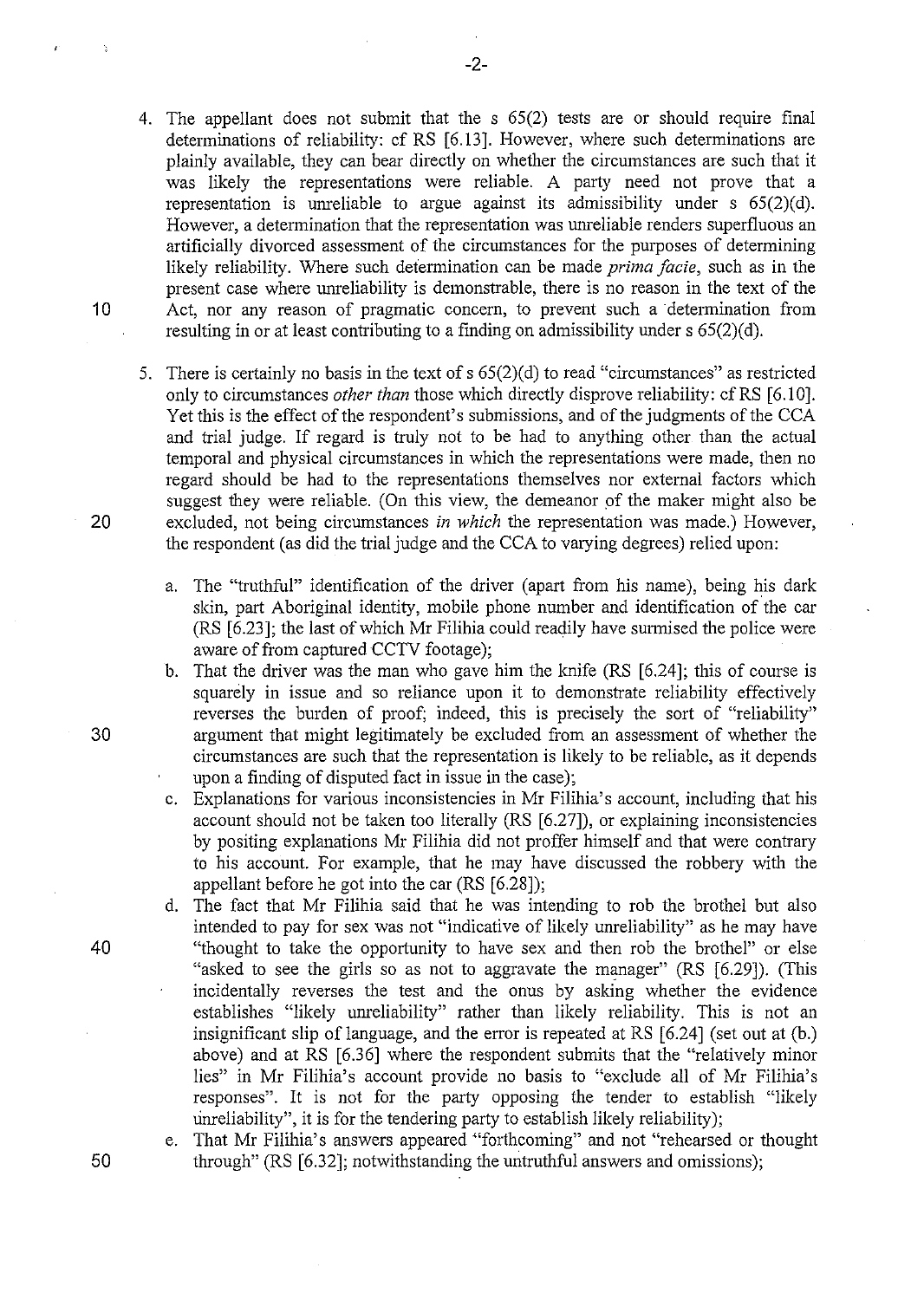4. The appellant does not submit that the s 65(2) tests are or should require final determinations of reliability: cf RS [6.13]. However, where such determinations are plainly available, they can bear directly on whether the circumstances are such that it was likely the representations were reliable. A party need not prove that a representation is unreliable to argue against its admissibility under s 65(2)(d). However, a determination that the representation was unreliable renders superfluous an artificially divorced assessment of the circumstances for the purposes of determining likely reliability. Where such determination can be made *prima facie*, such as in the present case where unreliability is demonstrable, there is no reason in the text of the Act, nor any reason of pragmatic concern, to prevent such a determination from resulting in or at least contributing to a finding on admissibility under s 65(2)(d).

5. There is certainly no basis in the text of s 65(2)(d) to read "circumstances" as restricted only to circumstances *other than* those which directly disprove reliability: cf RS [6.10]. Yet this is the effect of the respondent's submissions, and of the judgments of the CCA and trial judge. If regard is truly not to be had to anything other than the actual temporal and physical circumstances in which the representations were made, then no regard should be had to the representations themselves nor external factors which suggest they were reliable. (On this view, the demeanor of the maker might also be excluded, not being circumstances *in which* the representation was made.) However, the respondent (as did the trial judge and the CCA to varying degrees) relied upon:

   a. The "truthful" identification of the driver (apart from his name), being his dark skin, part Aboriginal identity, mobile phone number and identification of the car (RS [6.23]; the last of which Mr Filihia could readily have surmised the police were aware of from captured CCTV footage);

   b. That the driver was the man who gave him the knife (RS [6.24]; this of course is squarely in issue and so reliance upon it to demonstrate reliability effectively reverses the burden of proof; indeed, this is precisely the sort of "reliability" argument that might legitimately be excluded from an assessment of whether the circumstances are such that the representation is likely to be reliable, as it depends upon a finding of disputed fact in issue in the case);

   c. Explanations for various inconsistencies in Mr Filihia's account, including that his account should not be taken too literally (RS [6.27]), or explaining inconsistencies by positing explanations Mr Filihia did not proffer himself and that were contrary to his account. For example, that he may have discussed the robbery with the appellant before he got into the car (RS [6.28]);

   d. The fact that Mr Filihia said that he was intending to rob the brothel but also intended to pay for sex was not "indicative of likely unreliability" as he may have "thought to take the opportunity to have sex and then rob the brothel" or else "asked to see the girls so as not to aggravate the manager" (RS [6.29]). (This incidentally reverses the test and the onus by asking whether the evidence establishes "likely unreliability" rather than likely reliability. This is not an insignificant slip of language, and the error is repeated at RS [6.24] (set out at (b.) above) and at RS [6.36] where the respondent submits that the "relatively minor lies" in Mr Filihia's account provide no basis to "exclude all of Mr Filihia's responses". It is not for the party opposing the tender to establish "likely unreliability", it is for the tendering party to establish likely reliability);

   e. That Mr Filihia's answers appeared "forthcoming" and not "rehearsed or thought through" (RS [6.32]; notwithstanding the untruthful answers and omissions);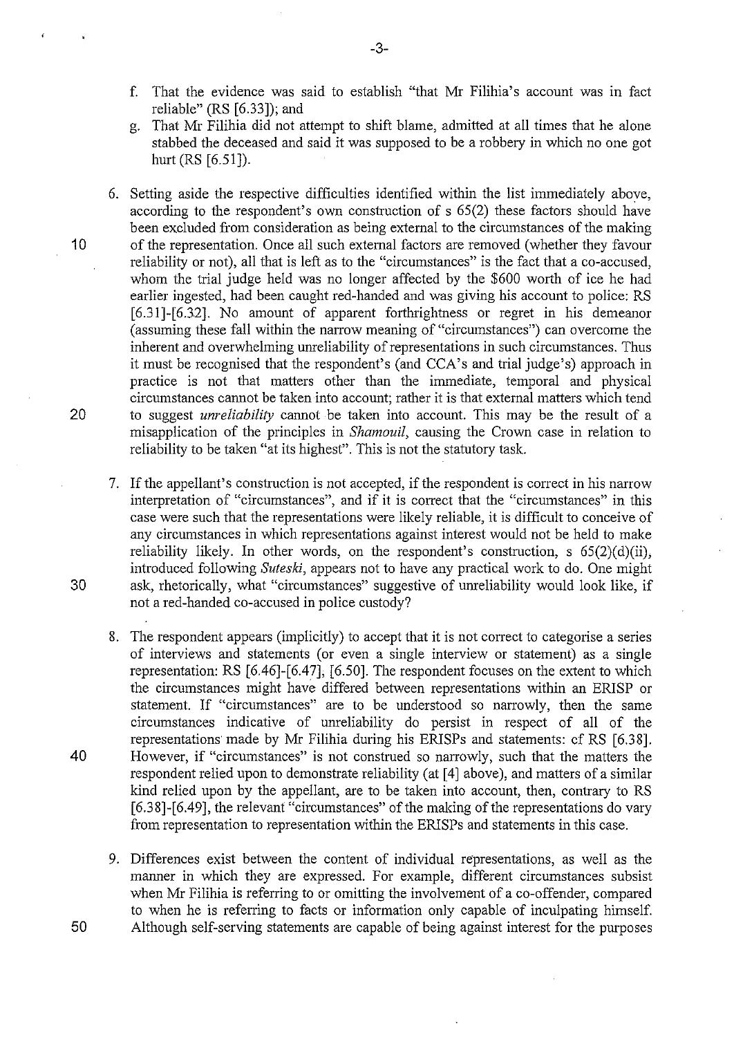f. That the evidence was said to establish "that Mr Filihia's account was in fact reliable" (RS [6.33]); and

g. That Mr Filihia did not attempt to shift blame, admitted at all times that he alone stabbed the deceased and said it was supposed to be a robbery in which no one got hurt (RS [6.51]).

6. Setting aside the respective difficulties identified within the list immediately above, according to the respondent's own construction of s 65(2) these factors should have been excluded from consideration as being external to the circumstances of the making of the representation. Once all such external factors are removed (whether they favour reliability or not), all that is left as to the "circumstances" is the fact that a co-accused, whom the trial judge held was no longer affected by the $600 worth of ice he had earlier ingested, had been caught red-handed and was giving his account to police: RS [6.31]-[6.32]. No amount of apparent forthrightness or regret in his demeanor (assuming these fall within the narrow meaning of "circumstances") can overcome the inherent and overwhelming unreliability of representations in such circumstances. Thus it must be recognised that the respondent's (and CCA's and trial judge's) approach in practice is not that matters other than the immediate, temporal and physical circumstances cannot be taken into account; rather it is that external matters which tend to suggest *unreliability* cannot be taken into account. This may be the result of a misapplication of the principles in *Shamouil*, causing the Crown case in relation to reliability to be taken "at its highest". This is not the statutory task.

7. If the appellant's construction is not accepted, if the respondent is correct in his narrow interpretation of "circumstances", and if it is correct that the "circumstances" in this case were such that the representations were likely reliable, it is difficult to conceive of any circumstances in which representations against interest would not be held to make reliability likely. In other words, on the respondent's construction, s 65(2)(d)(ii), introduced following *Suteski*, appears not to have any practical work to do. One might ask, rhetorically, what "circumstances" suggestive of unreliability would look like, if not a red-handed co-accused in police custody?

8. The respondent appears (implicitly) to accept that it is not correct to categorise a series of interviews and statements (or even a single interview or statement) as a single representation: RS [6.46]-[6.47], [6.50]. The respondent focuses on the extent to which the circumstances might have differed between representations within an ERISP or statement. If "circumstances" are to be understood so narrowly, then the same circumstances indicative of unreliability do persist in respect of all of the representations made by Mr Filihia during his ERISPs and statements: cf RS [6.38]. However, if "circumstances" is not construed so narrowly, such that the matters the respondent relied upon to demonstrate reliability (at [4] above), and matters of a similar kind relied upon by the appellant, are to be taken into account, then, contrary to RS [6.38]-[6.49], the relevant "circumstances" of the making of the representations do vary from representation to representation within the ERISPs and statements in this case.

9. Differences exist between the content of individual representations, as well as the manner in which they are expressed. For example, different circumstances subsist when Mr Filihia is referring to or omitting the involvement of a co-offender, compared to when he is referring to facts or information only capable of inculpating himself. Although self-serving statements are capable of being against interest for the purposes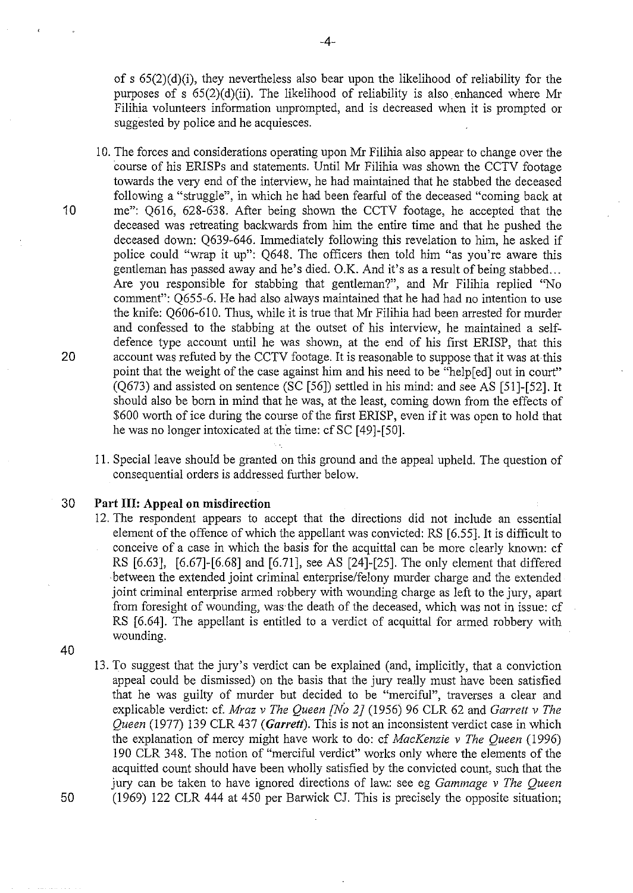of s 65(2)(d)(i), they nevertheless also bear upon the likelihood of reliability for the purposes of s 65(2)(d)(ii). The likelihood of reliability is also enhanced where Mr Filihia volunteers information unprompted, and is decreased when it is prompted or suggested by police and he acquiesces.

10. The forces and considerations operating upon Mr Filihia also appear to change over the course of his ERISPs and statements. Until Mr Filihia was shown the CCTV footage towards the very end of the interview, he had maintained that he stabbed the deceased following a "struggle", in which he had been fearful of the deceased "coming back at me": Q616, 628-638. After being shown the CCTV footage, he accepted that the deceased was retreating backwards from him the entire time and that he pushed the deceased down: Q639-646. Immediately following this revelation to him, he asked if police could "wrap it up": Q648. The officers then told him "as you're aware this gentleman has passed away and he's died. O.K. And it's as a result of being stabbed... Are you responsible for stabbing that gentleman?", and Mr Filihia replied "No comment": Q655-6. He had also always maintained that he had had no intention to use the knife: Q606-610. Thus, while it is true that Mr Filihia had been arrested for murder and confessed to the stabbing at the outset of his interview, he maintained a self-defence type account until he was shown, at the end of his first ERISP, that this account was refuted by the CCTV footage. It is reasonable to suppose that it was at this point that the weight of the case against him and his need to be "help[ed] out in court" (Q673) and assisted on sentence (SC [56]) settled in his mind: and see AS [51]-[52]. It should also be born in mind that he was, at the least, coming down from the effects of $600 worth of ice during the course of the first ERISP, even if it was open to hold that he was no longer intoxicated at the time: cf SC [49]-[50].

11. Special leave should be granted on this ground and the appeal upheld. The question of consequential orders is addressed further below.

## Part III: Appeal on misdirection

12. The respondent appears to accept that the directions did not include an essential element of the offence of which the appellant was convicted: RS [6.55]. It is difficult to conceive of a case in which the basis for the acquittal can be more clearly known: cf RS [6.63], [6.67]-[6.68] and [6.71], see AS [24]-[25]. The only element that differed between the extended joint criminal enterprise/felony murder charge and the extended joint criminal enterprise armed robbery with wounding charge as left to the jury, apart from foresight of wounding, was the death of the deceased, which was not in issue: cf RS [6.64]. The appellant is entitled to a verdict of acquittal for armed robbery with wounding.

13. To suggest that the jury's verdict can be explained (and, implicitly, that a conviction appeal could be dismissed) on the basis that the jury really must have been satisfied that he was guilty of murder but decided to be "merciful", traverses a clear and explicable verdict: cf. *Mraz v The Queen [No 2]* (1956) 96 CLR 62 and *Garrett v The Queen* (1977) 139 CLR 437 (***Garrett***). This is not an inconsistent verdict case in which the explanation of mercy might have work to do: cf *MacKenzie v The Queen* (1996) 190 CLR 348. The notion of "merciful verdict" works only where the elements of the acquitted count should have been wholly satisfied by the convicted count, such that the jury can be taken to have ignored directions of law: see eg *Gammage v The Queen* (1969) 122 CLR 444 at 450 per Barwick CJ. This is precisely the opposite situation;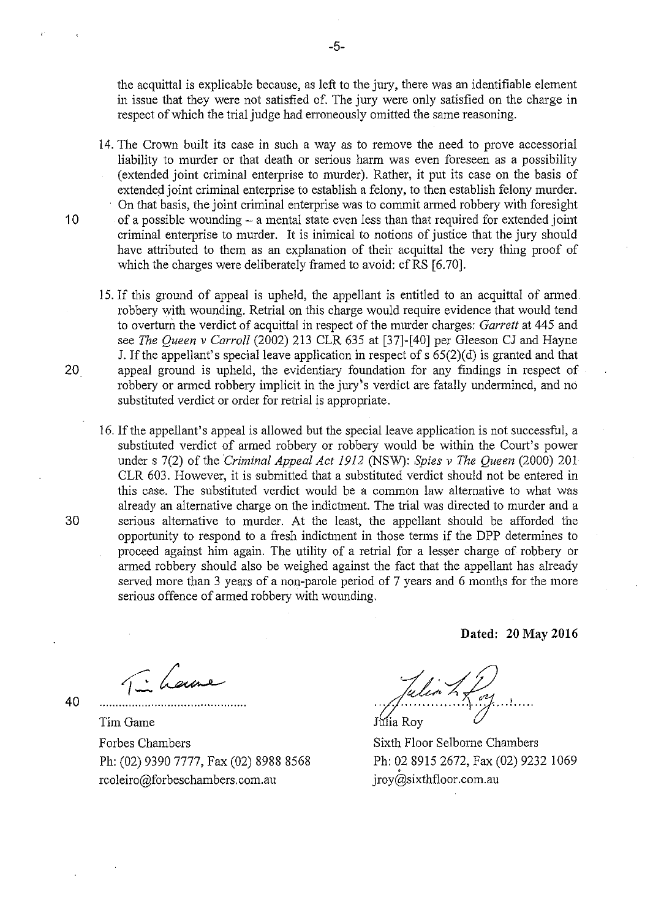the acquittal is explicable because, as left to the jury, there was an identifiable element in issue that they were not satisfied of. The jury were only satisfied on the charge in respect of which the trial judge had erroneously omitted the same reasoning.

14. The Crown built its case in such a way as to remove the need to prove accessorial liability to murder or that death or serious harm was even foreseen as a possibility (extended joint criminal enterprise to murder). Rather, it put its case on the basis of extended joint criminal enterprise to establish a felony, to then establish felony murder. On that basis, the joint criminal enterprise was to commit armed robbery with foresight of a possible wounding – a mental state even less than that required for extended joint criminal enterprise to murder. It is inimical to notions of justice that the jury should have attributed to them as an explanation of their acquittal the very thing proof of which the charges were deliberately framed to avoid: cf RS [6.70].

15. If this ground of appeal is upheld, the appellant is entitled to an acquittal of armed robbery with wounding. Retrial on this charge would require evidence that would tend to overturn the verdict of acquittal in respect of the murder charges: *Garrett* at 445 and see *The Queen v Carroll* (2002) 213 CLR 635 at [37]-[40] per Gleeson CJ and Hayne J. If the appellant's special leave application in respect of s 65(2)(d) is granted and that appeal ground is upheld, the evidentiary foundation for any findings in respect of robbery or armed robbery implicit in the jury's verdict are fatally undermined, and no substituted verdict or order for retrial is appropriate.

16. If the appellant's appeal is allowed but the special leave application is not successful, a substituted verdict of armed robbery or robbery would be within the Court's power under s 7(2) of the *Criminal Appeal Act 1912* (NSW): *Spies v The Queen* (2000) 201 CLR 603. However, it is submitted that a substituted verdict should not be entered in this case. The substituted verdict would be a common law alternative to what was already an alternative charge on the indictment. The trial was directed to murder and a serious alternative to murder. At the least, the appellant should be afforded the opportunity to respond to a fresh indictment in those terms if the DPP determines to proceed against him again. The utility of a retrial for a lesser charge of robbery or armed robbery should also be weighed against the fact that the appellant has already served more than 3 years of a non-parole period of 7 years and 6 months for the more serious offence of armed robbery with wounding.

**Dated: 20 May 2016**

Tim Game
Forbes Chambers
Ph: (02) 9390 7777, Fax (02) 8988 8568
rcoleiro@forbeschambers.com.au

Julia Roy
Sixth Floor Selborne Chambers
Ph: 02 8915 2672, Fax (02) 9232 1069
jroy@sixthfloor.com.au